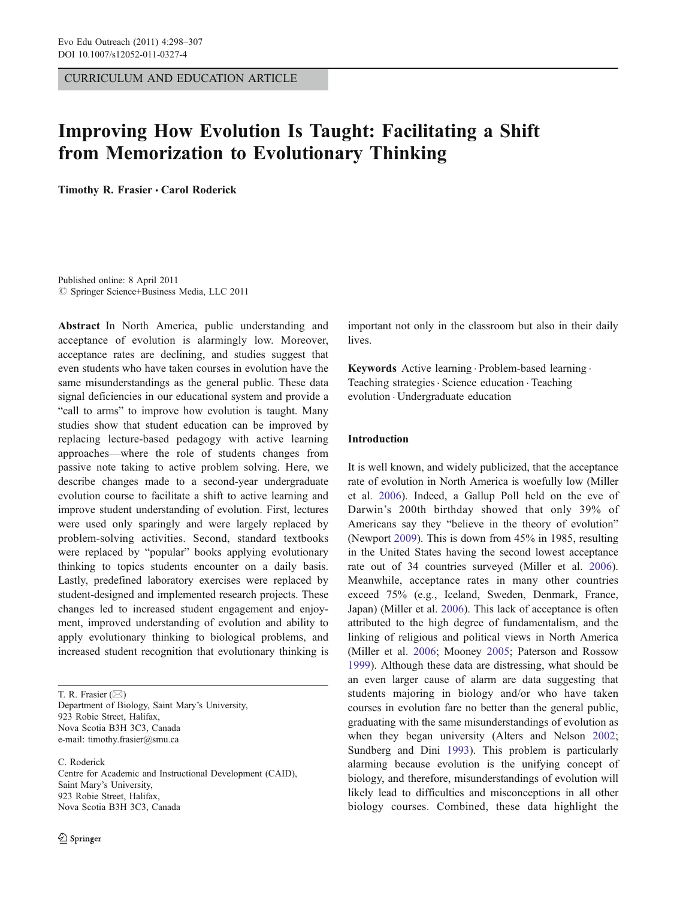CURRICULUM AND EDUCATION ARTICLE

# Improving How Evolution Is Taught: Facilitating a Shift from Memorization to Evolutionary Thinking

**Timothy R. Frasier · Carol Roderick**

Published online: 8 April 2011
© Springer Science+Business Media, LLC 2011

**Abstract** In North America, public understanding and acceptance of evolution is alarmingly low. Moreover, acceptance rates are declining, and studies suggest that even students who have taken courses in evolution have the same misunderstandings as the general public. These data signal deficiencies in our educational system and provide a "call to arms" to improve how evolution is taught. Many studies show that student education can be improved by replacing lecture-based pedagogy with active learning approaches—where the role of students changes from passive note taking to active problem solving. Here, we describe changes made to a second-year undergraduate evolution course to facilitate a shift to active learning and improve student understanding of evolution. First, lectures were used only sparingly and were largely replaced by problem-solving activities. Second, standard textbooks were replaced by "popular" books applying evolutionary thinking to topics students encounter on a daily basis. Lastly, predefined laboratory exercises were replaced by student-designed and implemented research projects. These changes led to increased student engagement and enjoyment, improved understanding of evolution and ability to apply evolutionary thinking to biological problems, and increased student recognition that evolutionary thinking is important not only in the classroom but also in their daily lives.

**Keywords** Active learning · Problem-based learning · Teaching strategies · Science education · Teaching evolution · Undergraduate education

T. R. Frasier (✉)
Department of Biology, Saint Mary's University,
923 Robie Street, Halifax,
Nova Scotia B3H 3C3, Canada
e-mail: timothy.frasier@smu.ca

C. Roderick
Centre for Academic and Instructional Development (CAID),
Saint Mary's University,
923 Robie Street, Halifax,
Nova Scotia B3H 3C3, Canada

## Introduction

It is well known, and widely publicized, that the acceptance rate of evolution in North America is woefully low (Miller et al. 2006). Indeed, a Gallup Poll held on the eve of Darwin's 200th birthday showed that only 39% of Americans say they "believe in the theory of evolution" (Newport 2009). This is down from 45% in 1985, resulting in the United States having the second lowest acceptance rate out of 34 countries surveyed (Miller et al. 2006). Meanwhile, acceptance rates in many other countries exceed 75% (e.g., Iceland, Sweden, Denmark, France, Japan) (Miller et al. 2006). This lack of acceptance is often attributed to the high degree of fundamentalism, and the linking of religious and political views in North America (Miller et al. 2006; Mooney 2005; Paterson and Rossow 1999). Although these data are distressing, what should be an even larger cause of alarm are data suggesting that students majoring in biology and/or who have taken courses in evolution fare no better than the general public, graduating with the same misunderstandings of evolution as when they began university (Alters and Nelson 2002; Sundberg and Dini 1993). This problem is particularly alarming because evolution is the unifying concept of biology, and therefore, misunderstandings of evolution will likely lead to difficulties and misconceptions in all other biology courses. Combined, these data highlight the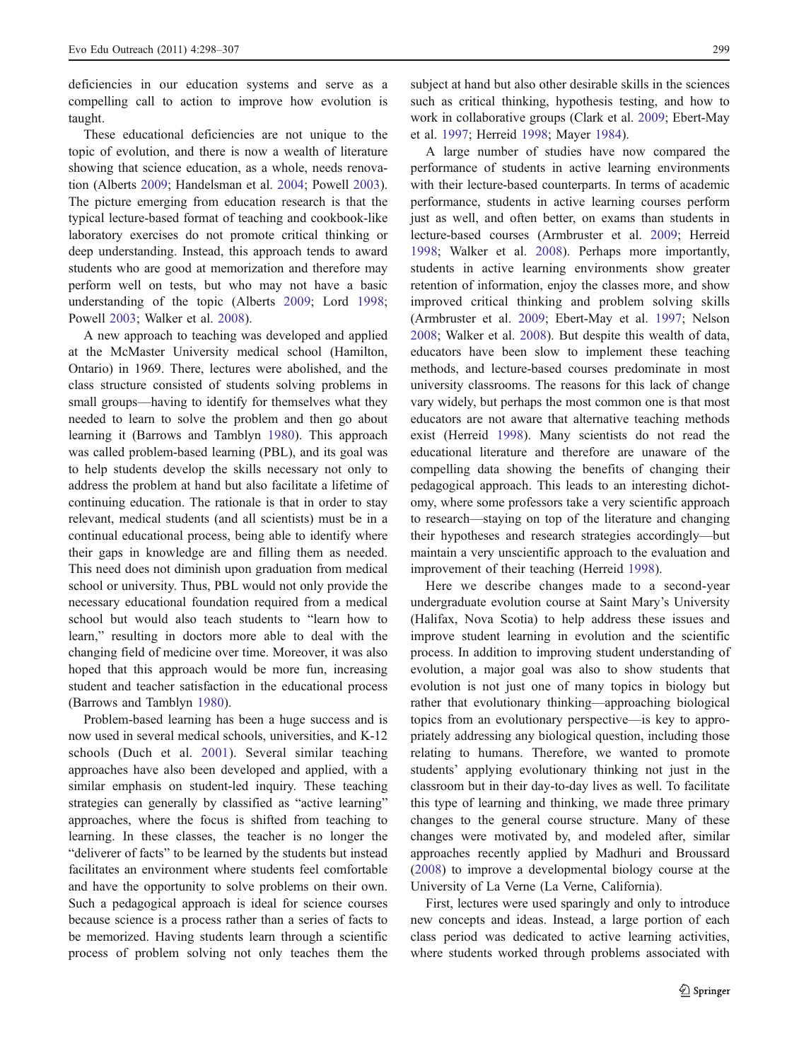deficiencies in our education systems and serve as a compelling call to action to improve how evolution is taught.

These educational deficiencies are not unique to the topic of evolution, and there is now a wealth of literature showing that science education, as a whole, needs renovation (Alberts 2009; Handelsman et al. 2004; Powell 2003). The picture emerging from education research is that the typical lecture-based format of teaching and cookbook-like laboratory exercises do not promote critical thinking or deep understanding. Instead, this approach tends to award students who are good at memorization and therefore may perform well on tests, but who may not have a basic understanding of the topic (Alberts 2009; Lord 1998; Powell 2003; Walker et al. 2008).

A new approach to teaching was developed and applied at the McMaster University medical school (Hamilton, Ontario) in 1969. There, lectures were abolished, and the class structure consisted of students solving problems in small groups—having to identify for themselves what they needed to learn to solve the problem and then go about learning it (Barrows and Tamblyn 1980). This approach was called problem-based learning (PBL), and its goal was to help students develop the skills necessary not only to address the problem at hand but also facilitate a lifetime of continuing education. The rationale is that in order to stay relevant, medical students (and all scientists) must be in a continual educational process, being able to identify where their gaps in knowledge are and filling them as needed. This need does not diminish upon graduation from medical school or university. Thus, PBL would not only provide the necessary educational foundation required from a medical school but would also teach students to "learn how to learn," resulting in doctors more able to deal with the changing field of medicine over time. Moreover, it was also hoped that this approach would be more fun, increasing student and teacher satisfaction in the educational process (Barrows and Tamblyn 1980).

Problem-based learning has been a huge success and is now used in several medical schools, universities, and K-12 schools (Duch et al. 2001). Several similar teaching approaches have also been developed and applied, with a similar emphasis on student-led inquiry. These teaching strategies can generally by classified as "active learning" approaches, where the focus is shifted from teaching to learning. In these classes, the teacher is no longer the "deliverer of facts" to be learned by the students but instead facilitates an environment where students feel comfortable and have the opportunity to solve problems on their own. Such a pedagogical approach is ideal for science courses because science is a process rather than a series of facts to be memorized. Having students learn through a scientific process of problem solving not only teaches them the subject at hand but also other desirable skills in the sciences such as critical thinking, hypothesis testing, and how to work in collaborative groups (Clark et al. 2009; Ebert-May et al. 1997; Herreid 1998; Mayer 1984).

A large number of studies have now compared the performance of students in active learning environments with their lecture-based counterparts. In terms of academic performance, students in active learning courses perform just as well, and often better, on exams than students in lecture-based courses (Armbruster et al. 2009; Herreid 1998; Walker et al. 2008). Perhaps more importantly, students in active learning environments show greater retention of information, enjoy the classes more, and show improved critical thinking and problem solving skills (Armbruster et al. 2009; Ebert-May et al. 1997; Nelson 2008; Walker et al. 2008). But despite this wealth of data, educators have been slow to implement these teaching methods, and lecture-based courses predominate in most university classrooms. The reasons for this lack of change vary widely, but perhaps the most common one is that most educators are not aware that alternative teaching methods exist (Herreid 1998). Many scientists do not read the educational literature and therefore are unaware of the compelling data showing the benefits of changing their pedagogical approach. This leads to an interesting dichotomy, where some professors take a very scientific approach to research—staying on top of the literature and changing their hypotheses and research strategies accordingly—but maintain a very unscientific approach to the evaluation and improvement of their teaching (Herreid 1998).

Here we describe changes made to a second-year undergraduate evolution course at Saint Mary's University (Halifax, Nova Scotia) to help address these issues and improve student learning in evolution and the scientific process. In addition to improving student understanding of evolution, a major goal was also to show students that evolution is not just one of many topics in biology but rather that evolutionary thinking—approaching biological topics from an evolutionary perspective—is key to appropriately addressing any biological question, including those relating to humans. Therefore, we wanted to promote students' applying evolutionary thinking not just in the classroom but in their day-to-day lives as well. To facilitate this type of learning and thinking, we made three primary changes to the general course structure. Many of these changes were motivated by, and modeled after, similar approaches recently applied by Madhuri and Broussard (2008) to improve a developmental biology course at the University of La Verne (La Verne, California).

First, lectures were used sparingly and only to introduce new concepts and ideas. Instead, a large portion of each class period was dedicated to active learning activities, where students worked through problems associated with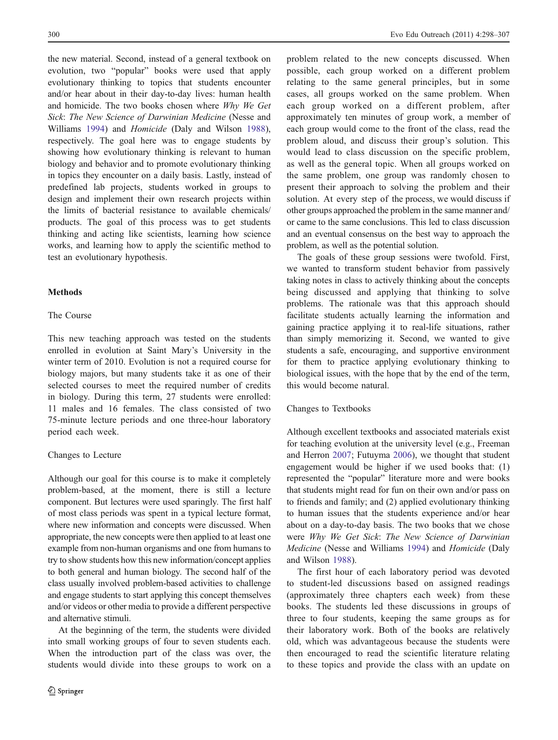the new material. Second, instead of a general textbook on evolution, two "popular" books were used that apply evolutionary thinking to topics that students encounter and/or hear about in their day-to-day lives: human health and homicide. The two books chosen where *Why We Get Sick*: *The New Science of Darwinian Medicine* (Nesse and Williams 1994) and *Homicide* (Daly and Wilson 1988), respectively. The goal here was to engage students by showing how evolutionary thinking is relevant to human biology and behavior and to promote evolutionary thinking in topics they encounter on a daily basis. Lastly, instead of predefined lab projects, students worked in groups to design and implement their own research projects within the limits of bacterial resistance to available chemicals/products. The goal of this process was to get students thinking and acting like scientists, learning how science works, and learning how to apply the scientific method to test an evolutionary hypothesis.

## Methods

### The Course

This new teaching approach was tested on the students enrolled in evolution at Saint Mary's University in the winter term of 2010. Evolution is not a required course for biology majors, but many students take it as one of their selected courses to meet the required number of credits in biology. During this term, 27 students were enrolled: 11 males and 16 females. The class consisted of two 75-minute lecture periods and one three-hour laboratory period each week.

### Changes to Lecture

Although our goal for this course is to make it completely problem-based, at the moment, there is still a lecture component. But lectures were used sparingly. The first half of most class periods was spent in a typical lecture format, where new information and concepts were discussed. When appropriate, the new concepts were then applied to at least one example from non-human organisms and one from humans to try to show students how this new information/concept applies to both general and human biology. The second half of the class usually involved problem-based activities to challenge and engage students to start applying this concept themselves and/or videos or other media to provide a different perspective and alternative stimuli.

At the beginning of the term, the students were divided into small working groups of four to seven students each. When the introduction part of the class was over, the students would divide into these groups to work on a problem related to the new concepts discussed. When possible, each group worked on a different problem relating to the same general principles, but in some cases, all groups worked on the same problem. When each group worked on a different problem, after approximately ten minutes of group work, a member of each group would come to the front of the class, read the problem aloud, and discuss their group's solution. This would lead to class discussion on the specific problem, as well as the general topic. When all groups worked on the same problem, one group was randomly chosen to present their approach to solving the problem and their solution. At every step of the process, we would discuss if other groups approached the problem in the same manner and/or came to the same conclusions. This led to class discussion and an eventual consensus on the best way to approach the problem, as well as the potential solution.

The goals of these group sessions were twofold. First, we wanted to transform student behavior from passively taking notes in class to actively thinking about the concepts being discussed and applying that thinking to solve problems. The rationale was that this approach should facilitate students actually learning the information and gaining practice applying it to real-life situations, rather than simply memorizing it. Second, we wanted to give students a safe, encouraging, and supportive environment for them to practice applying evolutionary thinking to biological issues, with the hope that by the end of the term, this would become natural.

### Changes to Textbooks

Although excellent textbooks and associated materials exist for teaching evolution at the university level (e.g., Freeman and Herron 2007; Futuyma 2006), we thought that student engagement would be higher if we used books that: (1) represented the "popular" literature more and were books that students might read for fun on their own and/or pass on to friends and family; and (2) applied evolutionary thinking to human issues that the students experience and/or hear about on a day-to-day basis. The two books that we chose were *Why We Get Sick*: *The New Science of Darwinian Medicine* (Nesse and Williams 1994) and *Homicide* (Daly and Wilson 1988).

The first hour of each laboratory period was devoted to student-led discussions based on assigned readings (approximately three chapters each week) from these books. The students led these discussions in groups of three to four students, keeping the same groups as for their laboratory work. Both of the books are relatively old, which was advantageous because the students were then encouraged to read the scientific literature relating to these topics and provide the class with an update on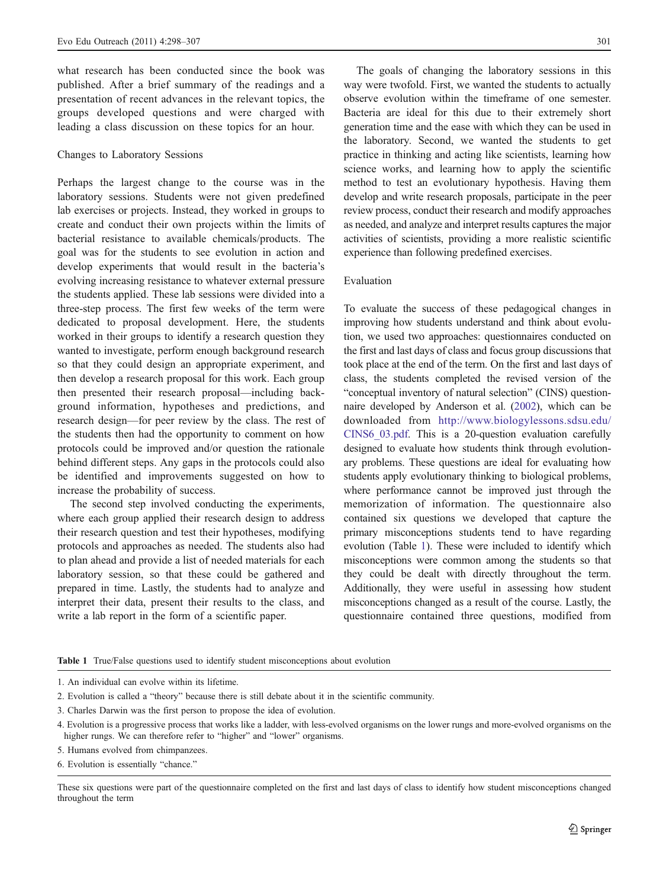what research has been conducted since the book was published. After a brief summary of the readings and a presentation of recent advances in the relevant topics, the groups developed questions and were charged with leading a class discussion on these topics for an hour.

### Changes to Laboratory Sessions

Perhaps the largest change to the course was in the laboratory sessions. Students were not given predefined lab exercises or projects. Instead, they worked in groups to create and conduct their own projects within the limits of bacterial resistance to available chemicals/products. The goal was for the students to see evolution in action and develop experiments that would result in the bacteria's evolving increasing resistance to whatever external pressure the students applied. These lab sessions were divided into a three-step process. The first few weeks of the term were dedicated to proposal development. Here, the students worked in their groups to identify a research question they wanted to investigate, perform enough background research so that they could design an appropriate experiment, and then develop a research proposal for this work. Each group then presented their research proposal—including background information, hypotheses and predictions, and research design—for peer review by the class. The rest of the students then had the opportunity to comment on how protocols could be improved and/or question the rationale behind different steps. Any gaps in the protocols could also be identified and improvements suggested on how to increase the probability of success.

The second step involved conducting the experiments, where each group applied their research design to address their research question and test their hypotheses, modifying protocols and approaches as needed. The students also had to plan ahead and provide a list of needed materials for each laboratory session, so that these could be gathered and prepared in time. Lastly, the students had to analyze and interpret their data, present their results to the class, and write a lab report in the form of a scientific paper.

The goals of changing the laboratory sessions in this way were twofold. First, we wanted the students to actually observe evolution within the timeframe of one semester. Bacteria are ideal for this due to their extremely short generation time and the ease with which they can be used in the laboratory. Second, we wanted the students to get practice in thinking and acting like scientists, learning how science works, and learning how to apply the scientific method to test an evolutionary hypothesis. Having them develop and write research proposals, participate in the peer review process, conduct their research and modify approaches as needed, and analyze and interpret results captures the major activities of scientists, providing a more realistic scientific experience than following predefined exercises.

### Evaluation

To evaluate the success of these pedagogical changes in improving how students understand and think about evolution, we used two approaches: questionnaires conducted on the first and last days of class and focus group discussions that took place at the end of the term. On the first and last days of class, the students completed the revised version of the "conceptual inventory of natural selection" (CINS) questionnaire developed by Anderson et al. (2002), which can be downloaded from http://www.biologylessons.sdsu.edu/CINS6_03.pdf. This is a 20-question evaluation carefully designed to evaluate how students think through evolutionary problems. These questions are ideal for evaluating how students apply evolutionary thinking to biological problems, where performance cannot be improved just through the memorization of information. The questionnaire also contained six questions we developed that capture the primary misconceptions students tend to have regarding evolution (Table 1). These were included to identify which misconceptions were common among the students so that they could be dealt with directly throughout the term. Additionally, they were useful in assessing how student misconceptions changed as a result of the course. Lastly, the questionnaire contained three questions, modified from

**Table 1** True/False questions used to identify student misconceptions about evolution

1. An individual can evolve within its lifetime.
2. Evolution is called a "theory" because there is still debate about it in the scientific community.
3. Charles Darwin was the first person to propose the idea of evolution.
4. Evolution is a progressive process that works like a ladder, with less-evolved organisms on the lower rungs and more-evolved organisms on the higher rungs. We can therefore refer to "higher" and "lower" organisms.
5. Humans evolved from chimpanzees.
6. Evolution is essentially "chance."

These six questions were part of the questionnaire completed on the first and last days of class to identify how student misconceptions changed throughout the term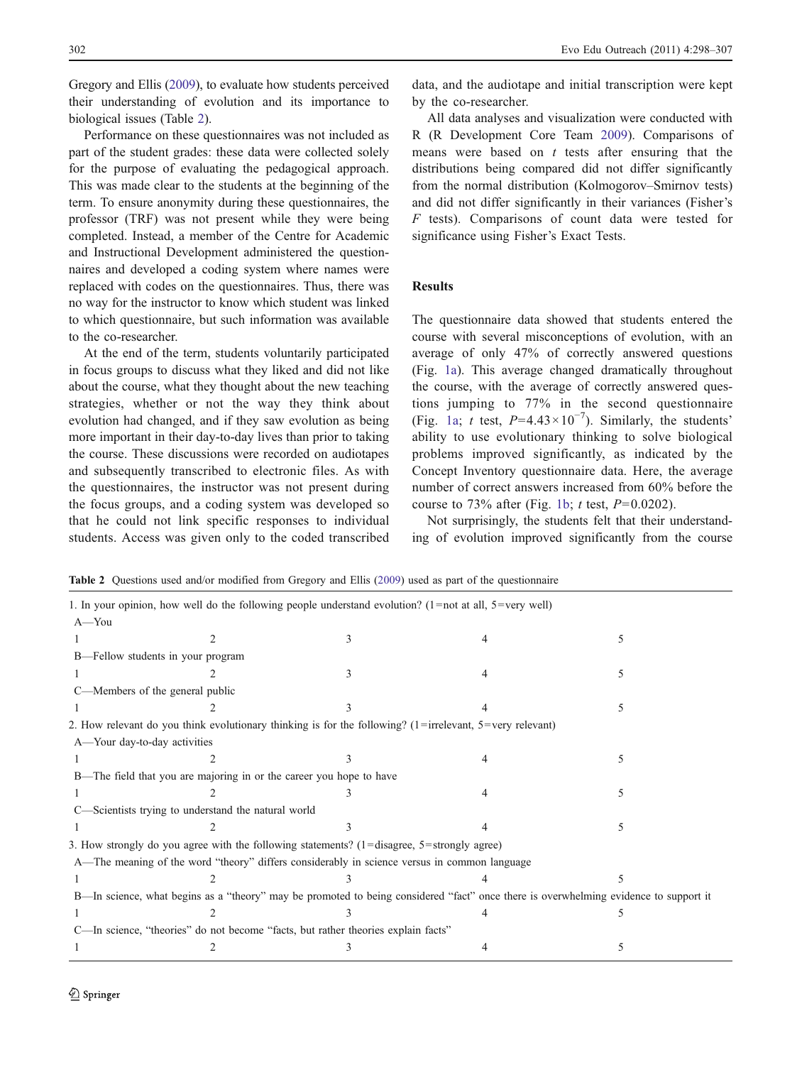Gregory and Ellis (2009), to evaluate how students perceived their understanding of evolution and its importance to biological issues (Table 2).

Performance on these questionnaires was not included as part of the student grades: these data were collected solely for the purpose of evaluating the pedagogical approach. This was made clear to the students at the beginning of the term. To ensure anonymity during these questionnaires, the professor (TRF) was not present while they were being completed. Instead, a member of the Centre for Academic and Instructional Development administered the questionnaires and developed a coding system where names were replaced with codes on the questionnaires. Thus, there was no way for the instructor to know which student was linked to which questionnaire, but such information was available to the co-researcher.

At the end of the term, students voluntarily participated in focus groups to discuss what they liked and did not like about the course, what they thought about the new teaching strategies, whether or not the way they think about evolution had changed, and if they saw evolution as being more important in their day-to-day lives than prior to taking the course. These discussions were recorded on audiotapes and subsequently transcribed to electronic files. As with the questionnaires, the instructor was not present during the focus groups, and a coding system was developed so that he could not link specific responses to individual students. Access was given only to the coded transcribed data, and the audiotape and initial transcription were kept by the co-researcher.

All data analyses and visualization were conducted with R (R Development Core Team 2009). Comparisons of means were based on *t* tests after ensuring that the distributions being compared did not differ significantly from the normal distribution (Kolmogorov–Smirnov tests) and did not differ significantly in their variances (Fisher's *F* tests). Comparisons of count data were tested for significance using Fisher's Exact Tests.

## Results

The questionnaire data showed that students entered the course with several misconceptions of evolution, with an average of only 47% of correctly answered questions (Fig. 1a). This average changed dramatically throughout the course, with the average of correctly answered questions jumping to 77% in the second questionnaire (Fig. 1a; *t* test, $P=4.43\times10^{-7}$). Similarly, the students' ability to use evolutionary thinking to solve biological problems improved significantly, as indicated by the Concept Inventory questionnaire data. Here, the average number of correct answers increased from 60% before the course to 73% after (Fig. 1b; *t* test, $P=0.0202$).

Not surprisingly, the students felt that their understanding of evolution improved significantly from the course

**Table 2** Questions used and/or modified from Gregory and Ellis (2009) used as part of the questionnaire

| | | | | |
|---|---|---|---|---|
| 1. In your opinion, how well do the following people understand evolution? (1=not at all, 5=very well) | | | | |
| A—You | | | | |
| 1 | 2 | 3 | 4 | 5 |
| B—Fellow students in your program | | | | |
| 1 | 2 | 3 | 4 | 5 |
| C—Members of the general public | | | | |
| 1 | 2 | 3 | 4 | 5 |
| 2. How relevant do you think evolutionary thinking is for the following? (1=irrelevant, 5=very relevant) | | | | |
| A—Your day-to-day activities | | | | |
| 1 | 2 | 3 | 4 | 5 |
| B—The field that you are majoring in or the career you hope to have | | | | |
| 1 | 2 | 3 | 4 | 5 |
| C—Scientists trying to understand the natural world | | | | |
| 1 | 2 | 3 | 4 | 5 |
| 3. How strongly do you agree with the following statements? (1=disagree, 5=strongly agree) | | | | |
| A—The meaning of the word "theory" differs considerably in science versus in common language | | | | |
| 1 | 2 | 3 | 4 | 5 |
| B—In science, what begins as a "theory" may be promoted to being considered "fact" once there is overwhelming evidence to support it | | | | |
| 1 | 2 | 3 | 4 | 5 |
| C—In science, "theories" do not become "facts, but rather theories explain facts" | | | | |
| 1 | 2 | 3 | 4 | 5 |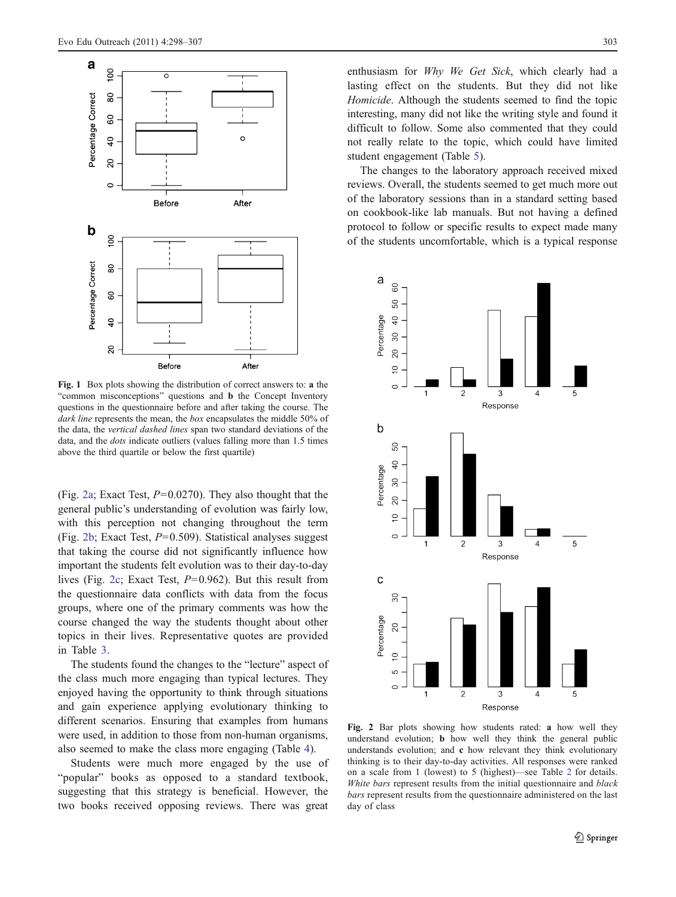Fig. 1 Box plots showing the distribution of correct answers to: **a** the "common misconceptions" questions and **b** the Concept Inventory questions in the questionnaire before and after taking the course. The *dark line* represents the mean, the *box* encapsulates the middle 50% of the data, the *vertical dashed lines* span two standard deviations of the data, and the *dots* indicate outliers (values falling more than 1.5 times above the third quartile or below the first quartile)

(Fig. 2a; Exact Test, $P=0.0270$). They also thought that the general public's understanding of evolution was fairly low, with this perception not changing throughout the term (Fig. 2b; Exact Test, $P=0.509$). Statistical analyses suggest that taking the course did not significantly influence how important the students felt evolution was to their day-to-day lives (Fig. 2c; Exact Test, $P=0.962$). But this result from the questionnaire data conflicts with data from the focus groups, where one of the primary comments was how the course changed the way the students thought about other topics in their lives. Representative quotes are provided in Table 3.

The students found the changes to the "lecture" aspect of the class much more engaging than typical lectures. They enjoyed having the opportunity to think through situations and gain experience applying evolutionary thinking to different scenarios. Ensuring that examples from humans were used, in addition to those from non-human organisms, also seemed to make the class more engaging (Table 4).

Students were much more engaged by the use of "popular" books as opposed to a standard textbook, suggesting that this strategy is beneficial. However, the two books received opposing reviews. There was great enthusiasm for *Why We Get Sick*, which clearly had a lasting effect on the students. But they did not like *Homicide*. Although the students seemed to find the topic interesting, many did not like the writing style and found it difficult to follow. Some also commented that they could not really relate to the topic, which could have limited student engagement (Table 5).

The changes to the laboratory approach received mixed reviews. Overall, the students seemed to get much more out of the laboratory sessions than in a standard setting based on cookbook-like lab manuals. But not having a defined protocol to follow or specific results to expect made many of the students uncomfortable, which is a typical response

Fig. 2 Bar plots showing how students rated: **a** how well they understand evolution; **b** how well they think the general public understands evolution; and **c** how relevant they think evolutionary thinking is to their day-to-day activities. All responses were ranked on a scale from 1 (lowest) to 5 (highest)—see Table 2 for details. *White bars* represent results from the initial questionnaire and *black bars* represent results from the questionnaire administered on the last day of class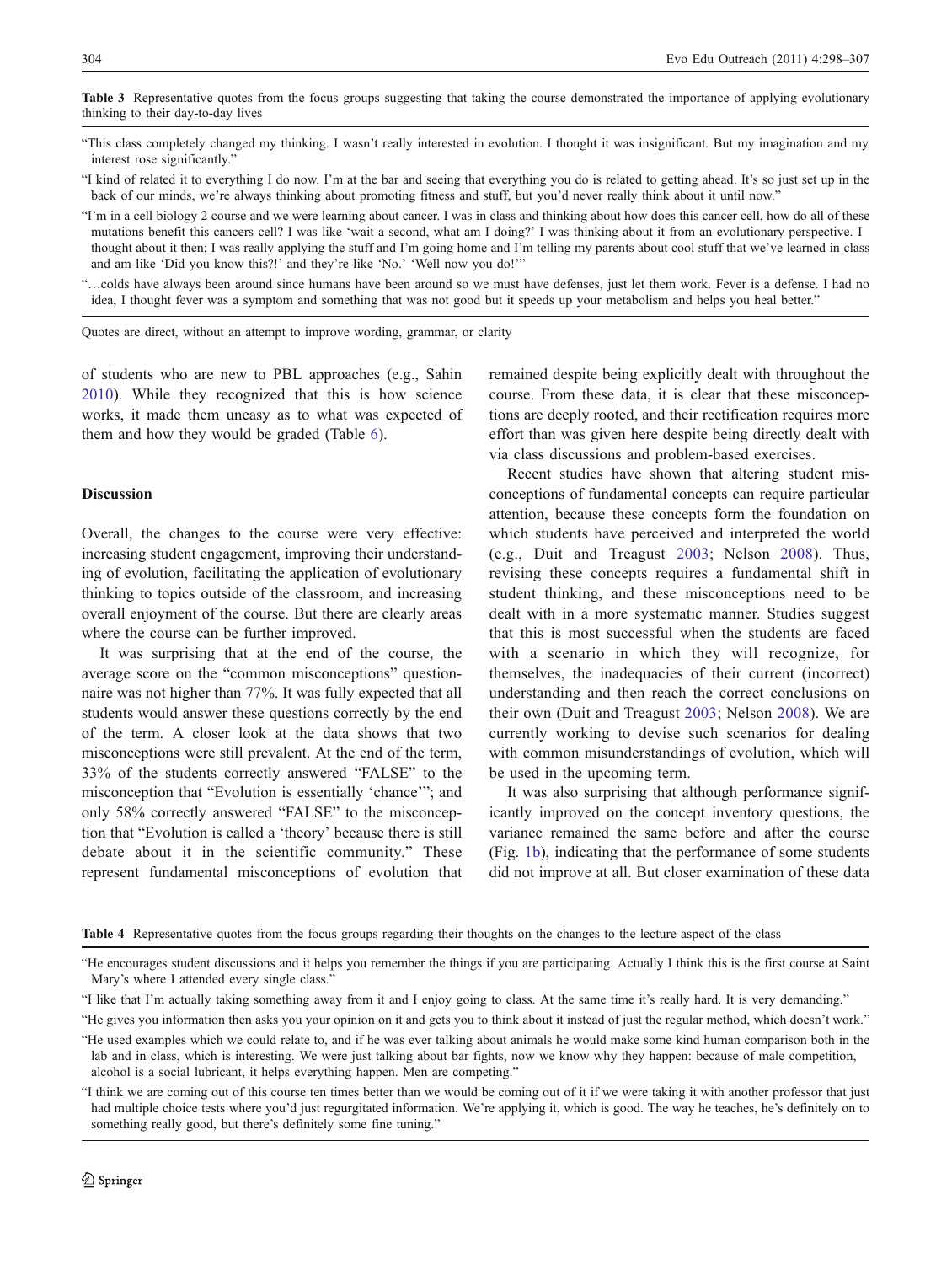**Table 3** Representative quotes from the focus groups suggesting that taking the course demonstrated the importance of applying evolutionary thinking to their day-to-day lives

| |
|---|
| "This class completely changed my thinking. I wasn't really interested in evolution. I thought it was insignificant. But my imagination and my interest rose significantly." |
| "I kind of related it to everything I do now. I'm at the bar and seeing that everything you do is related to getting ahead. It's so just set up in the back of our minds, we're always thinking about promoting fitness and stuff, but you'd never really think about it until now." |
| "I'm in a cell biology 2 course and we were learning about cancer. I was in class and thinking about how does this cancer cell, how do all of these mutations benefit this cancers cell? I was like 'wait a second, what am I doing?' I was thinking about it from an evolutionary perspective. I thought about it then; I was really applying the stuff and I'm going home and I'm telling my parents about cool stuff that we've learned in class and am like 'Did you know this?!' and they're like 'No.' 'Well now you do!'" |
| "…colds have always been around since humans have been around so we must have defenses, just let them work. Fever is a defense. I had no idea, I thought fever was a symptom and something that was not good but it speeds up your metabolism and helps you heal better." |

Quotes are direct, without an attempt to improve wording, grammar, or clarity

of students who are new to PBL approaches (e.g., Sahin 2010). While they recognized that this is how science works, it made them uneasy as to what was expected of them and how they would be graded (Table 6).

## Discussion

Overall, the changes to the course were very effective: increasing student engagement, improving their understanding of evolution, facilitating the application of evolutionary thinking to topics outside of the classroom, and increasing overall enjoyment of the course. But there are clearly areas where the course can be further improved.

It was surprising that at the end of the course, the average score on the "common misconceptions" questionnaire was not higher than 77%. It was fully expected that all students would answer these questions correctly by the end of the term. A closer look at the data shows that two misconceptions were still prevalent. At the end of the term, 33% of the students correctly answered "FALSE" to the misconception that "Evolution is essentially 'chance'"; and only 58% correctly answered "FALSE" to the misconception that "Evolution is called a 'theory' because there is still debate about it in the scientific community." These represent fundamental misconceptions of evolution that remained despite being explicitly dealt with throughout the course. From these data, it is clear that these misconceptions are deeply rooted, and their rectification requires more effort than was given here despite being directly dealt with via class discussions and problem-based exercises.

Recent studies have shown that altering student misconceptions of fundamental concepts can require particular attention, because these concepts form the foundation on which students have perceived and interpreted the world (e.g., Duit and Treagust 2003; Nelson 2008). Thus, revising these concepts requires a fundamental shift in student thinking, and these misconceptions need to be dealt with in a more systematic manner. Studies suggest that this is most successful when the students are faced with a scenario in which they will recognize, for themselves, the inadequacies of their current (incorrect) understanding and then reach the correct conclusions on their own (Duit and Treagust 2003; Nelson 2008). We are currently working to devise such scenarios for dealing with common misunderstandings of evolution, which will be used in the upcoming term.

It was also surprising that although performance significantly improved on the concept inventory questions, the variance remained the same before and after the course (Fig. 1b), indicating that the performance of some students did not improve at all. But closer examination of these data

**Table 4** Representative quotes from the focus groups regarding their thoughts on the changes to the lecture aspect of the class

| |
|---|
| "He encourages student discussions and it helps you remember the things if you are participating. Actually I think this is the first course at Saint Mary's where I attended every single class." |
| "I like that I'm actually taking something away from it and I enjoy going to class. At the same time it's really hard. It is very demanding." |
| "He gives you information then asks you your opinion on it and gets you to think about it instead of just the regular method, which doesn't work." |
| "He used examples which we could relate to, and if he was ever talking about animals he would make some kind human comparison both in the lab and in class, which is interesting. We were just talking about bar fights, now we know why they happen: because of male competition, alcohol is a social lubricant, it helps everything happen. Men are competing." |
| "I think we are coming out of this course ten times better than we would be coming out of it if we were taking it with another professor that just had multiple choice tests where you'd just regurgitated information. We're applying it, which is good. The way he teaches, he's definitely on to something really good, but there's definitely some fine tuning." |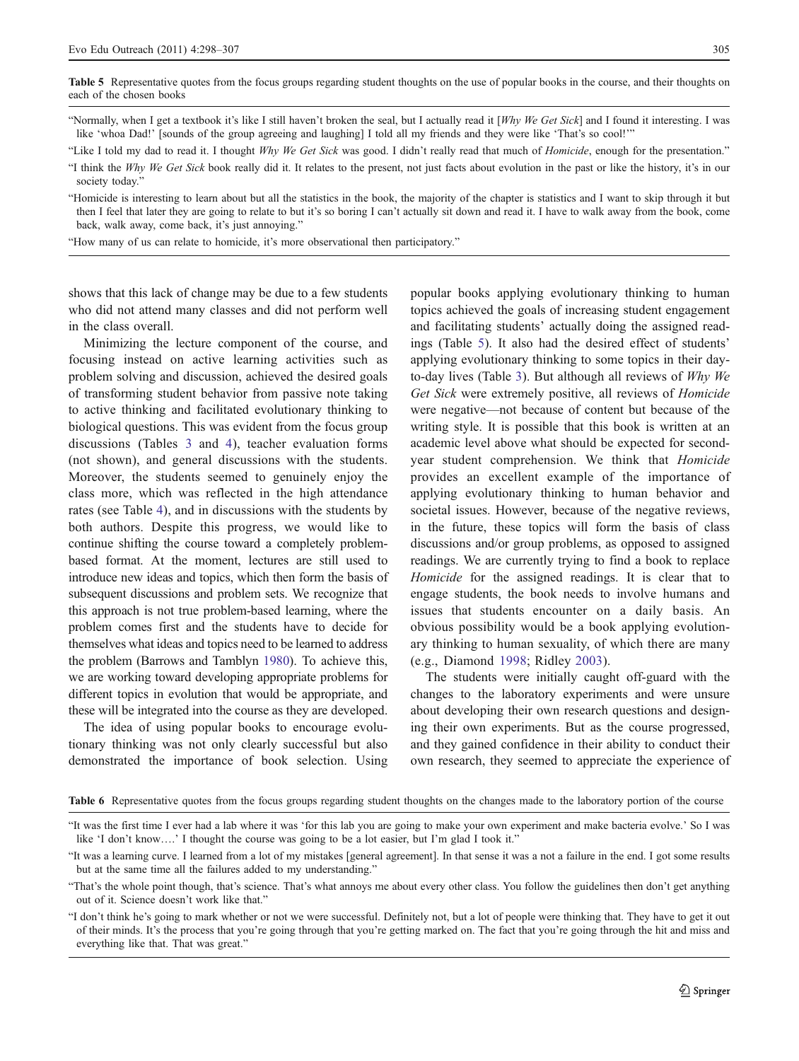**Table 5** Representative quotes from the focus groups regarding student thoughts on the use of popular books in the course, and their thoughts on each of the chosen books

| |
|---|
| "Normally, when I get a textbook it's like I still haven't broken the seal, but I actually read it [*Why We Get Sick*] and I found it interesting. I was like 'whoa Dad!' [sounds of the group agreeing and laughing] I told all my friends and they were like 'That's so cool!'" |
| "Like I told my dad to read it. I thought *Why We Get Sick* was good. I didn't really read that much of *Homicide*, enough for the presentation." |
| "I think the *Why We Get Sick* book really did it. It relates to the present, not just facts about evolution in the past or like the history, it's in our society today." |
| "Homicide is interesting to learn about but all the statistics in the book, the majority of the chapter is statistics and I want to skip through it but then I feel that later they are going to relate to but it's so boring I can't actually sit down and read it. I have to walk away from the book, come back, walk away, come back, it's just annoying." |
| "How many of us can relate to homicide, it's more observational then participatory." |

shows that this lack of change may be due to a few students who did not attend many classes and did not perform well in the class overall.

Minimizing the lecture component of the course, and focusing instead on active learning activities such as problem solving and discussion, achieved the desired goals of transforming student behavior from passive note taking to active thinking and facilitated evolutionary thinking to biological questions. This was evident from the focus group discussions (Tables 3 and 4), teacher evaluation forms (not shown), and general discussions with the students. Moreover, the students seemed to genuinely enjoy the class more, which was reflected in the high attendance rates (see Table 4), and in discussions with the students by both authors. Despite this progress, we would like to continue shifting the course toward a completely problem-based format. At the moment, lectures are still used to introduce new ideas and topics, which then form the basis of subsequent discussions and problem sets. We recognize that this approach is not true problem-based learning, where the problem comes first and the students have to decide for themselves what ideas and topics need to be learned to address the problem (Barrows and Tamblyn 1980). To achieve this, we are working toward developing appropriate problems for different topics in evolution that would be appropriate, and these will be integrated into the course as they are developed.

The idea of using popular books to encourage evolutionary thinking was not only clearly successful but also demonstrated the importance of book selection. Using popular books applying evolutionary thinking to human topics achieved the goals of increasing student engagement and facilitating students' actually doing the assigned readings (Table 5). It also had the desired effect of students' applying evolutionary thinking to some topics in their day-to-day lives (Table 3). But although all reviews of *Why We Get Sick* were extremely positive, all reviews of *Homicide* were negative—not because of content but because of the writing style. It is possible that this book is written at an academic level above what should be expected for second-year student comprehension. We think that *Homicide* provides an excellent example of the importance of applying evolutionary thinking to human behavior and societal issues. However, because of the negative reviews, in the future, these topics will form the basis of class discussions and/or group problems, as opposed to assigned readings. We are currently trying to find a book to replace *Homicide* for the assigned readings. It is clear that to engage students, the book needs to involve humans and issues that students encounter on a daily basis. An obvious possibility would be a book applying evolutionary thinking to human sexuality, of which there are many (e.g., Diamond 1998; Ridley 2003).

The students were initially caught off-guard with the changes to the laboratory experiments and were unsure about developing their own research questions and designing their own experiments. But as the course progressed, and they gained confidence in their ability to conduct their own research, they seemed to appreciate the experience of

**Table 6** Representative quotes from the focus groups regarding student thoughts on the changes made to the laboratory portion of the course

| |
|---|
| "It was the first time I ever had a lab where it was 'for this lab you are going to make your own experiment and make bacteria evolve.' So I was like 'I don't know….' I thought the course was going to be a lot easier, but I'm glad I took it." |
| "It was a learning curve. I learned from a lot of my mistakes [general agreement]. In that sense it was a not a failure in the end. I got some results but at the same time all the failures added to my understanding." |
| "That's the whole point though, that's science. That's what annoys me about every other class. You follow the guidelines then don't get anything out of it. Science doesn't work like that." |
| "I don't think he's going to mark whether or not we were successful. Definitely not, but a lot of people were thinking that. They have to get it out of their minds. It's the process that you're going through that you're getting marked on. The fact that you're going through the hit and miss and everything like that. That was great." |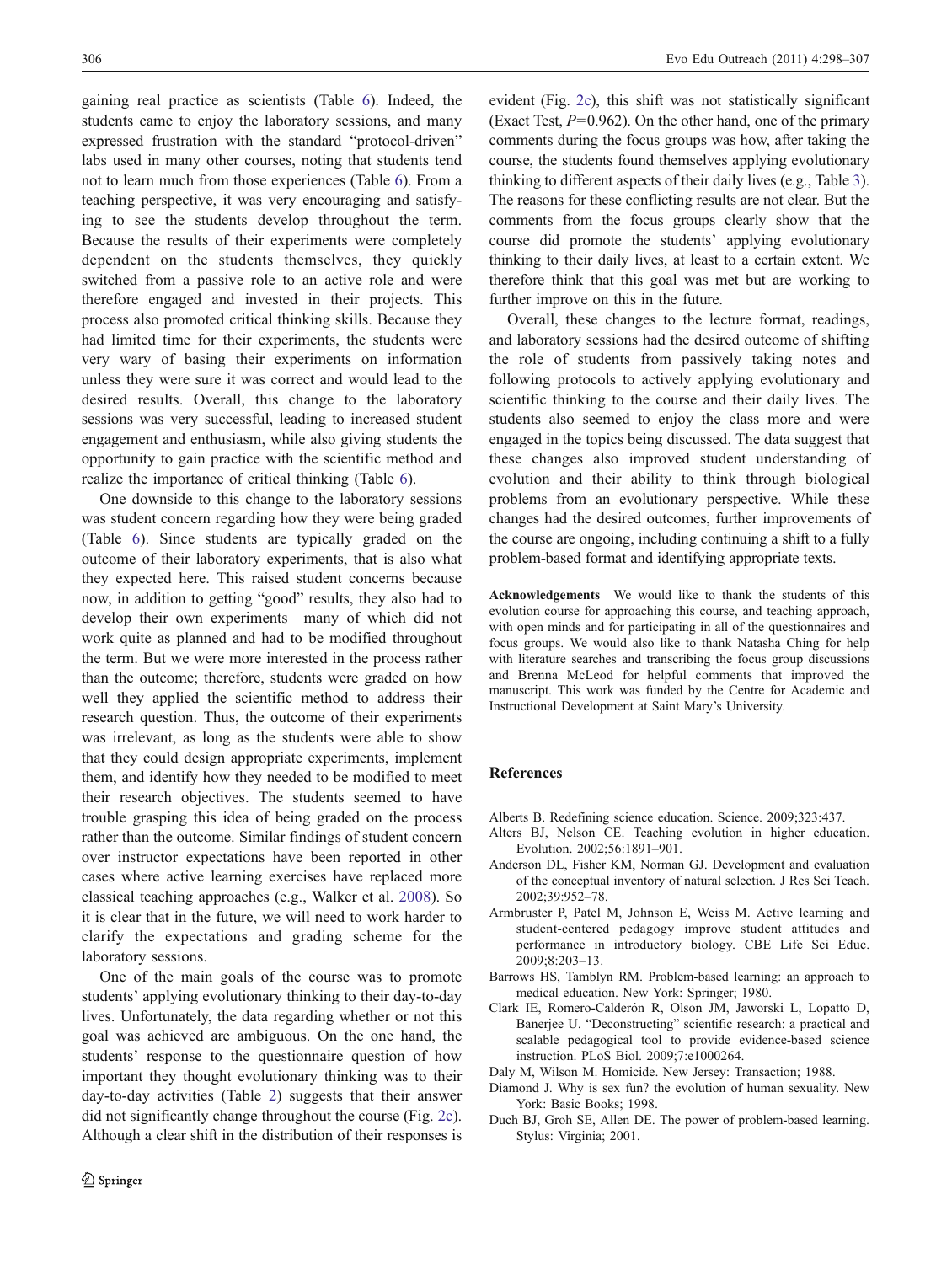gaining real practice as scientists (Table 6). Indeed, the students came to enjoy the laboratory sessions, and many expressed frustration with the standard "protocol-driven" labs used in many other courses, noting that students tend not to learn much from those experiences (Table 6). From a teaching perspective, it was very encouraging and satisfying to see the students develop throughout the term. Because the results of their experiments were completely dependent on the students themselves, they quickly switched from a passive role to an active role and were therefore engaged and invested in their projects. This process also promoted critical thinking skills. Because they had limited time for their experiments, the students were very wary of basing their experiments on information unless they were sure it was correct and would lead to the desired results. Overall, this change to the laboratory sessions was very successful, leading to increased student engagement and enthusiasm, while also giving students the opportunity to gain practice with the scientific method and realize the importance of critical thinking (Table 6).

One downside to this change to the laboratory sessions was student concern regarding how they were being graded (Table 6). Since students are typically graded on the outcome of their laboratory experiments, that is also what they expected here. This raised student concerns because now, in addition to getting "good" results, they also had to develop their own experiments—many of which did not work quite as planned and had to be modified throughout the term. But we were more interested in the process rather than the outcome; therefore, students were graded on how well they applied the scientific method to address their research question. Thus, the outcome of their experiments was irrelevant, as long as the students were able to show that they could design appropriate experiments, implement them, and identify how they needed to be modified to meet their research objectives. The students seemed to have trouble grasping this idea of being graded on the process rather than the outcome. Similar findings of student concern over instructor expectations have been reported in other cases where active learning exercises have replaced more classical teaching approaches (e.g., Walker et al. 2008). So it is clear that in the future, we will need to work harder to clarify the expectations and grading scheme for the laboratory sessions.

One of the main goals of the course was to promote students' applying evolutionary thinking to their day-to-day lives. Unfortunately, the data regarding whether or not this goal was achieved are ambiguous. On the one hand, the students' response to the questionnaire question of how important they thought evolutionary thinking was to their day-to-day activities (Table 2) suggests that their answer did not significantly change throughout the course (Fig. 2c). Although a clear shift in the distribution of their responses is evident (Fig. 2c), this shift was not statistically significant (Exact Test, $P=0.962$). On the other hand, one of the primary comments during the focus groups was how, after taking the course, the students found themselves applying evolutionary thinking to different aspects of their daily lives (e.g., Table 3). The reasons for these conflicting results are not clear. But the comments from the focus groups clearly show that the course did promote the students' applying evolutionary thinking to their daily lives, at least to a certain extent. We therefore think that this goal was met but are working to further improve on this in the future.

Overall, these changes to the lecture format, readings, and laboratory sessions had the desired outcome of shifting the role of students from passively taking notes and following protocols to actively applying evolutionary and scientific thinking to the course and their daily lives. The students also seemed to enjoy the class more and were engaged in the topics being discussed. The data suggest that these changes also improved student understanding of evolution and their ability to think through biological problems from an evolutionary perspective. While these changes had the desired outcomes, further improvements of the course are ongoing, including continuing a shift to a fully problem-based format and identifying appropriate texts.

**Acknowledgements** We would like to thank the students of this evolution course for approaching this course, and teaching approach, with open minds and for participating in all of the questionnaires and focus groups. We would also like to thank Natasha Ching for help with literature searches and transcribing the focus group discussions and Brenna McLeod for helpful comments that improved the manuscript. This work was funded by the Centre for Academic and Instructional Development at Saint Mary's University.

## References

Alberts B. Redefining science education. Science. 2009;323:437.

Alters BJ, Nelson CE. Teaching evolution in higher education. Evolution. 2002;56:1891–901.

Anderson DL, Fisher KM, Norman GJ. Development and evaluation of the conceptual inventory of natural selection. J Res Sci Teach. 2002;39:952–78.

Armbruster P, Patel M, Johnson E, Weiss M. Active learning and student-centered pedagogy improve student attitudes and performance in introductory biology. CBE Life Sci Educ. 2009;8:203–13.

Barrows HS, Tamblyn RM. Problem-based learning: an approach to medical education. New York: Springer; 1980.

Clark IE, Romero-Calderón R, Olson JM, Jaworski L, Lopatto D, Banerjee U. "Deconstructing" scientific research: a practical and scalable pedagogical tool to provide evidence-based science instruction. PLoS Biol. 2009;7:e1000264.

Daly M, Wilson M. Homicide. New Jersey: Transaction; 1988.

Diamond J. Why is sex fun? the evolution of human sexuality. New York: Basic Books; 1998.

Duch BJ, Groh SE, Allen DE. The power of problem-based learning. Stylus: Virginia; 2001.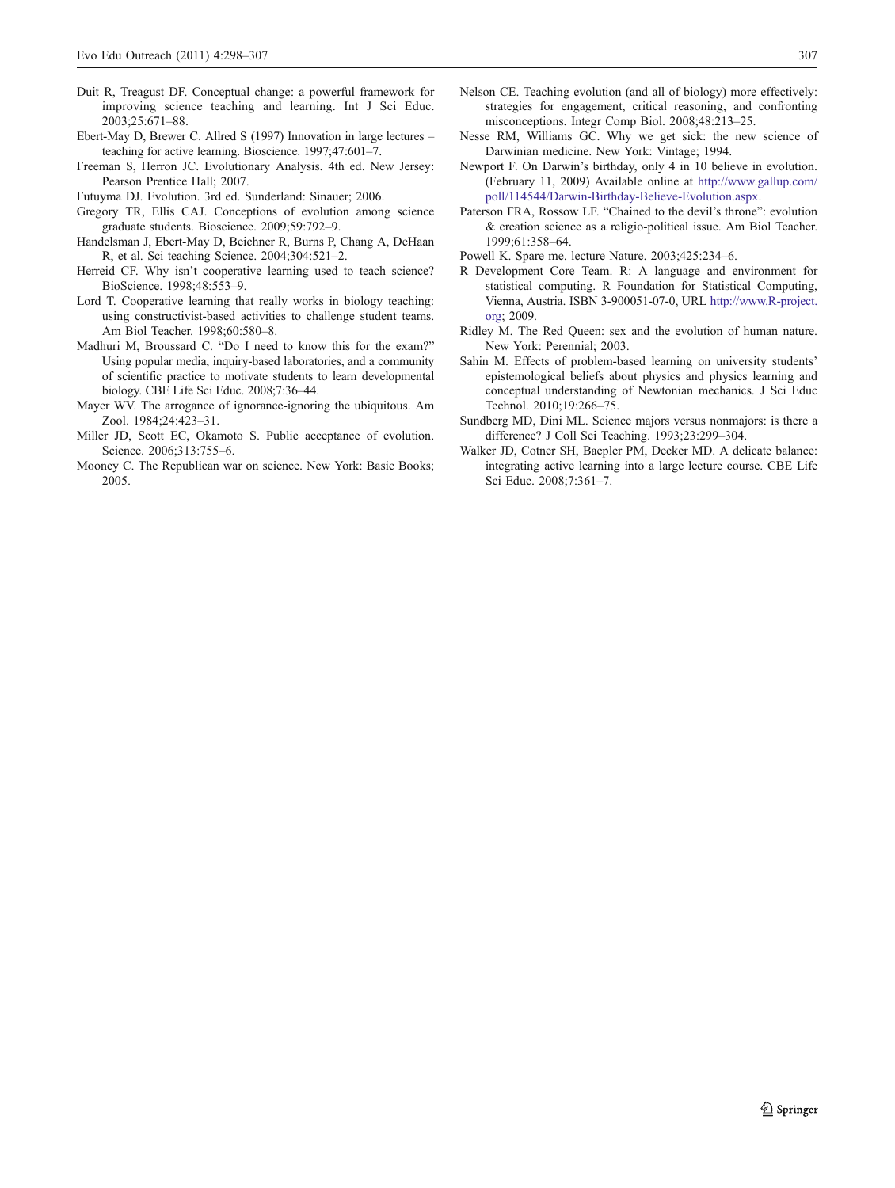- Duit R, Treagust DF. Conceptual change: a powerful framework for improving science teaching and learning. Int J Sci Educ. 2003;25:671–88.
- Ebert-May D, Brewer C. Allred S (1997) Innovation in large lectures – teaching for active learning. Bioscience. 1997;47:601–7.
- Freeman S, Herron JC. Evolutionary Analysis. 4th ed. New Jersey: Pearson Prentice Hall; 2007.
- Futuyma DJ. Evolution. 3rd ed. Sunderland: Sinauer; 2006.
- Gregory TR, Ellis CAJ. Conceptions of evolution among science graduate students. Bioscience. 2009;59:792–9.
- Handelsman J, Ebert-May D, Beichner R, Burns P, Chang A, DeHaan R, et al. Sci teaching Science. 2004;304:521–2.
- Herreid CF. Why isn't cooperative learning used to teach science? BioScience. 1998;48:553–9.
- Lord T. Cooperative learning that really works in biology teaching: using constructivist-based activities to challenge student teams. Am Biol Teacher. 1998;60:580–8.
- Madhuri M, Broussard C. "Do I need to know this for the exam?" Using popular media, inquiry-based laboratories, and a community of scientific practice to motivate students to learn developmental biology. CBE Life Sci Educ. 2008;7:36–44.
- Mayer WV. The arrogance of ignorance-ignoring the ubiquitous. Am Zool. 1984;24:423–31.
- Miller JD, Scott EC, Okamoto S. Public acceptance of evolution. Science. 2006;313:755–6.
- Mooney C. The Republican war on science. New York: Basic Books; 2005.
- Nelson CE. Teaching evolution (and all of biology) more effectively: strategies for engagement, critical reasoning, and confronting misconceptions. Integr Comp Biol. 2008;48:213–25.
- Nesse RM, Williams GC. Why we get sick: the new science of Darwinian medicine. New York: Vintage; 1994.
- Newport F. On Darwin's birthday, only 4 in 10 believe in evolution. (February 11, 2009) Available online at http://www.gallup.com/poll/114544/Darwin-Birthday-Believe-Evolution.aspx.
- Paterson FRA, Rossow LF. "Chained to the devil's throne": evolution & creation science as a religio-political issue. Am Biol Teacher. 1999;61:358–64.
- Powell K. Spare me. lecture Nature. 2003;425:234–6.
- R Development Core Team. R: A language and environment for statistical computing. R Foundation for Statistical Computing, Vienna, Austria. ISBN 3-900051-07-0, URL http://www.R-project.org; 2009.
- Ridley M. The Red Queen: sex and the evolution of human nature. New York: Perennial; 2003.
- Sahin M. Effects of problem-based learning on university students' epistemological beliefs about physics and physics learning and conceptual understanding of Newtonian mechanics. J Sci Educ Technol. 2010;19:266–75.
- Sundberg MD, Dini ML. Science majors versus nonmajors: is there a difference? J Coll Sci Teaching. 1993;23:299–304.
- Walker JD, Cotner SH, Baepler PM, Decker MD. A delicate balance: integrating active learning into a large lecture course. CBE Life Sci Educ. 2008;7:361–7.